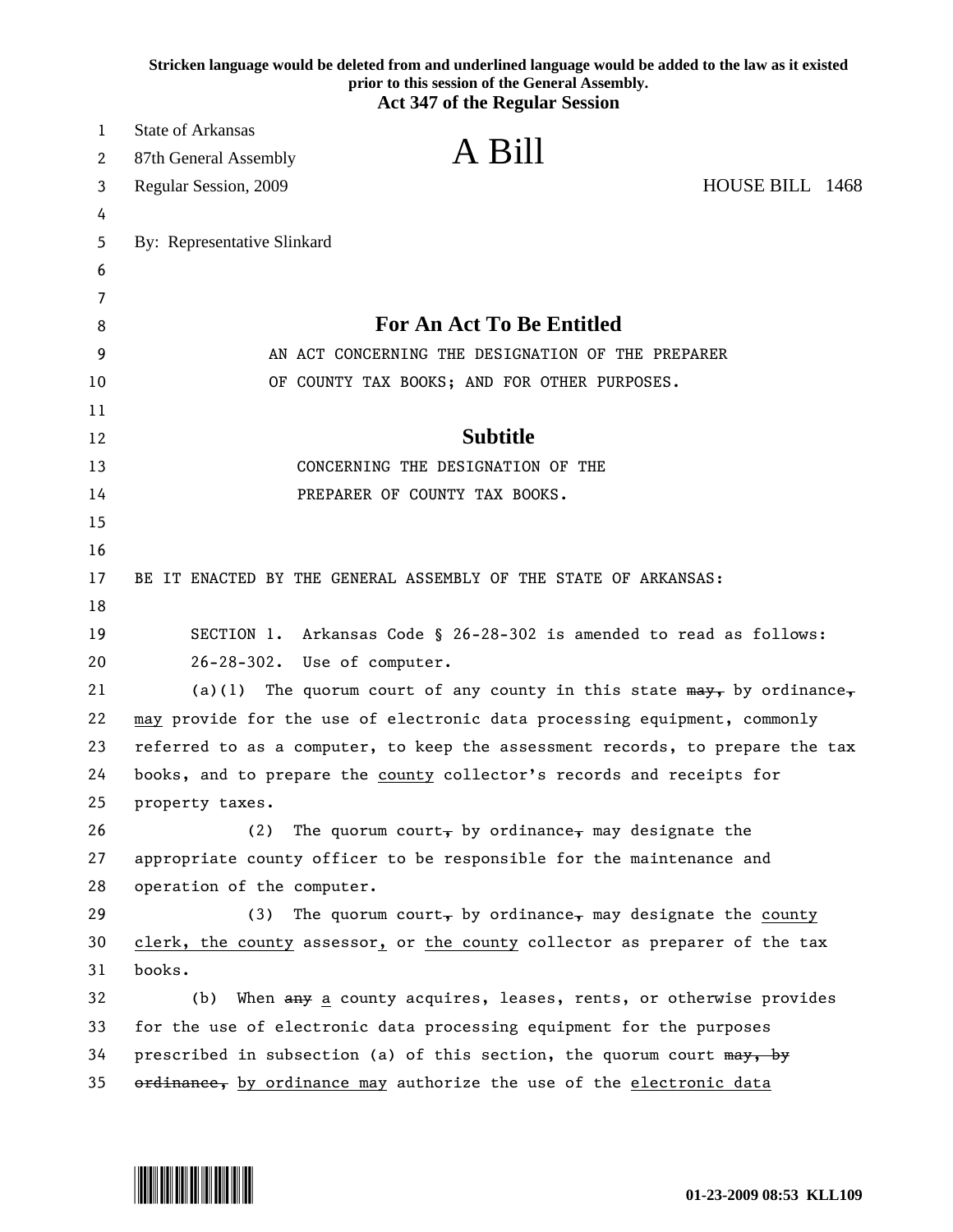Stricken language would be deleted from and underlined language would be added to the law as it existed prior to this session of the General Assembly.

**Act 347 of the Regular Session**

State of Arkansas
87th General Assembly
Regular Session, 2009

# A Bill

HOUSE BILL 1468

By: Representative Slinkard

## For An Act To Be Entitled

AN ACT CONCERNING THE DESIGNATION OF THE PREPARER OF COUNTY TAX BOOKS; AND FOR OTHER PURPOSES.

## Subtitle

CONCERNING THE DESIGNATION OF THE PREPARER OF COUNTY TAX BOOKS.

BE IT ENACTED BY THE GENERAL ASSEMBLY OF THE STATE OF ARKANSAS:

SECTION 1. Arkansas Code § 26-28-302 is amended to read as follows:

26-28-302. Use of computer.

(a)(1) The quorum court of any county in this state ~~may,~~ by ordinance~~,~~ <u>may</u> provide for the use of electronic data processing equipment, commonly referred to as a computer, to keep the assessment records, to prepare the tax books, and to prepare the <u>county</u> collector's records and receipts for property taxes.

(2) The quorum court~~,~~ by ordinance~~,~~ may designate the appropriate county officer to be responsible for the maintenance and operation of the computer.

(3) The quorum court~~,~~ by ordinance~~,~~ may designate the <u>county clerk, the county</u> assessor<u>,</u> or <u>the county</u> collector as preparer of the tax books.

(b) When ~~any~~ <u>a</u> county acquires, leases, rents, or otherwise provides for the use of electronic data processing equipment for the purposes prescribed in subsection (a) of this section, the quorum court ~~may, by ordinance,~~ <u>by ordinance may</u> authorize the use of the <u>electronic data</u>

01-23-2009 08:53 KLL109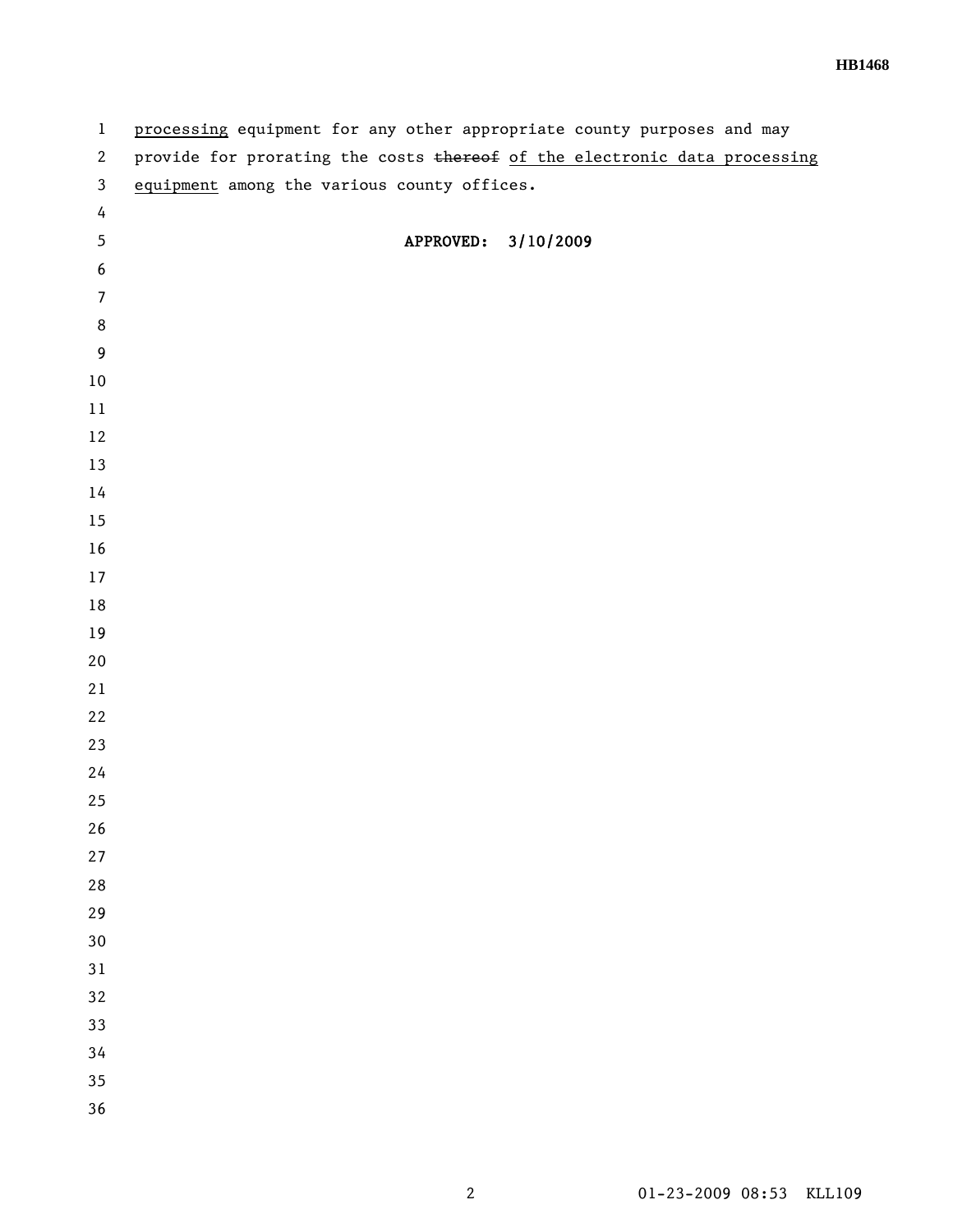<u>processing</u> equipment for any other appropriate county purposes and may provide for prorating the costs ~~thereof~~ <u>of the electronic data processing equipment</u> among the various county offices.

**APPROVED: 3/10/2009**